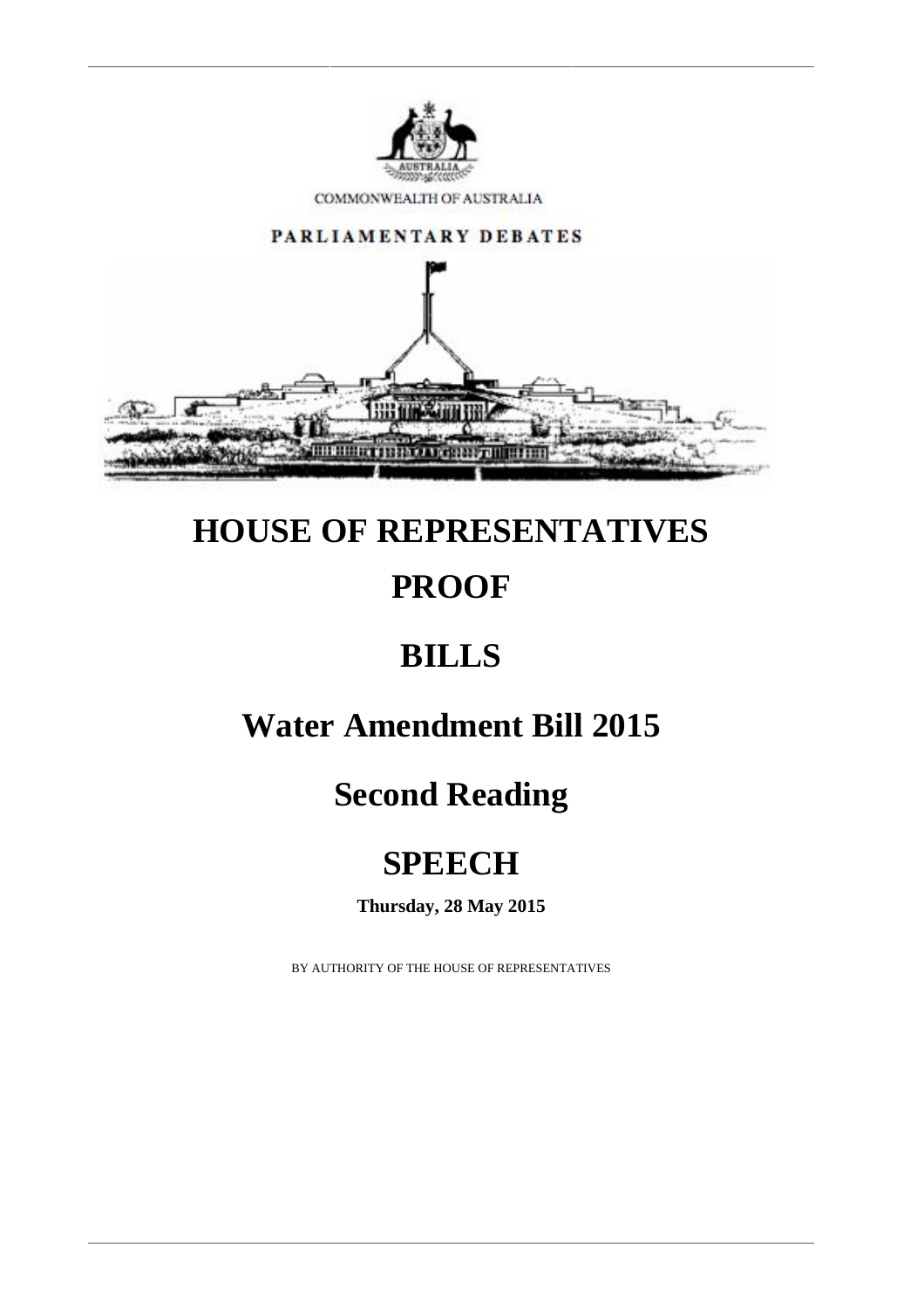COMMONWEALTH OF AUSTRALIA

PARLIAMENTARY DEBATES

# HOUSE OF REPRESENTATIVES

# PROOF

# BILLS

# Water Amendment Bill 2015

# Second Reading

# SPEECH

**Thursday, 28 May 2015**

BY AUTHORITY OF THE HOUSE OF REPRESENTATIVES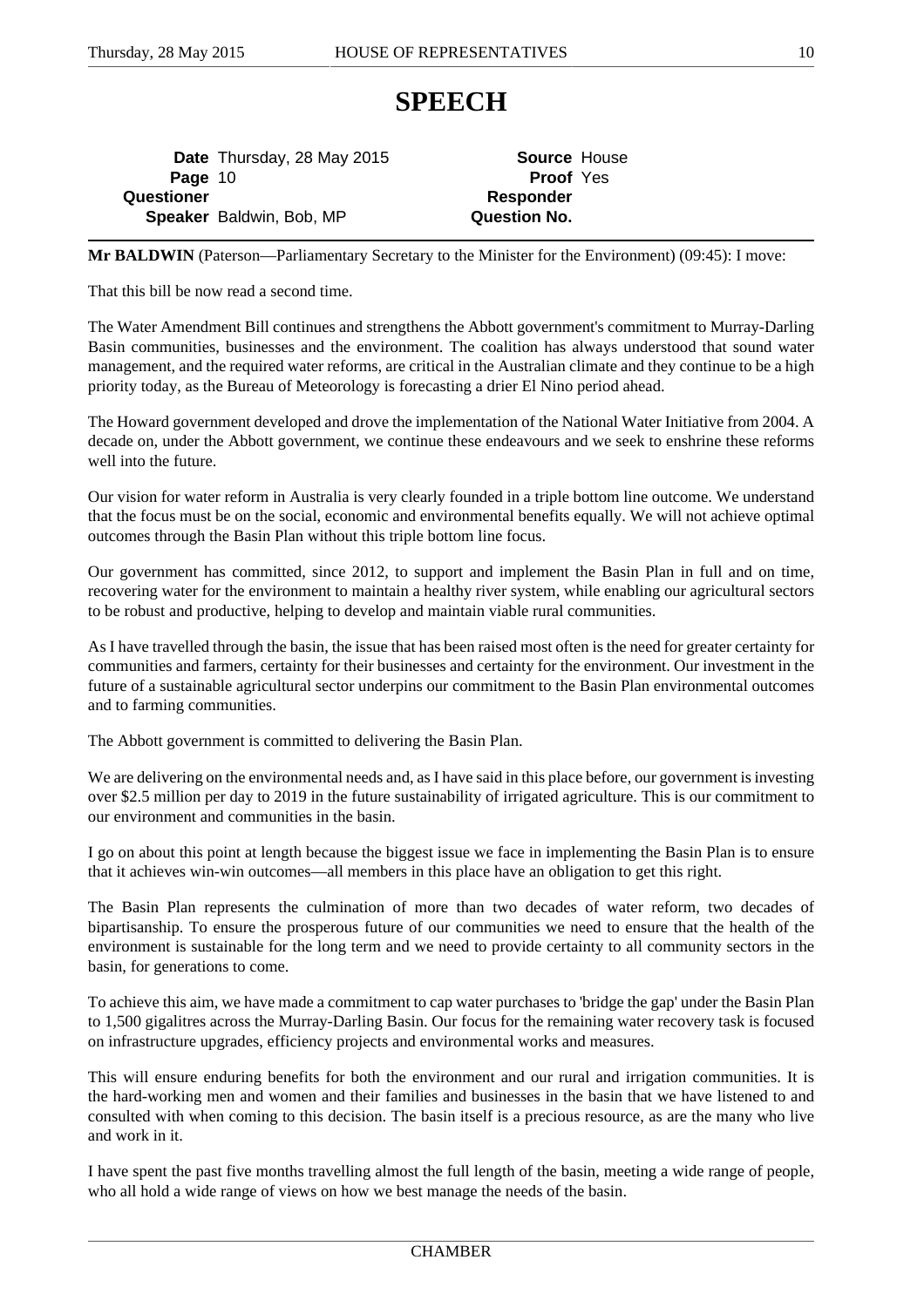# SPEECH

| | | | |
|---|---|---|---|
| **Date** | Thursday, 28 May 2015 | **Source** | House |
| **Page** | 10 | **Proof** | Yes |
| **Questioner** | | **Responder** | |
| **Speaker** | Baldwin, Bob, MP | **Question No.** | |

**Mr BALDWIN** (Paterson—Parliamentary Secretary to the Minister for the Environment) (09:45): I move:

That this bill be now read a second time.

The Water Amendment Bill continues and strengthens the Abbott government's commitment to Murray-Darling Basin communities, businesses and the environment. The coalition has always understood that sound water management, and the required water reforms, are critical in the Australian climate and they continue to be a high priority today, as the Bureau of Meteorology is forecasting a drier El Nino period ahead.

The Howard government developed and drove the implementation of the National Water Initiative from 2004. A decade on, under the Abbott government, we continue these endeavours and we seek to enshrine these reforms well into the future.

Our vision for water reform in Australia is very clearly founded in a triple bottom line outcome. We understand that the focus must be on the social, economic and environmental benefits equally. We will not achieve optimal outcomes through the Basin Plan without this triple bottom line focus.

Our government has committed, since 2012, to support and implement the Basin Plan in full and on time, recovering water for the environment to maintain a healthy river system, while enabling our agricultural sectors to be robust and productive, helping to develop and maintain viable rural communities.

As I have travelled through the basin, the issue that has been raised most often is the need for greater certainty for communities and farmers, certainty for their businesses and certainty for the environment. Our investment in the future of a sustainable agricultural sector underpins our commitment to the Basin Plan environmental outcomes and to farming communities.

The Abbott government is committed to delivering the Basin Plan.

We are delivering on the environmental needs and, as I have said in this place before, our government is investing over $2.5 million per day to 2019 in the future sustainability of irrigated agriculture. This is our commitment to our environment and communities in the basin.

I go on about this point at length because the biggest issue we face in implementing the Basin Plan is to ensure that it achieves win-win outcomes—all members in this place have an obligation to get this right.

The Basin Plan represents the culmination of more than two decades of water reform, two decades of bipartisanship. To ensure the prosperous future of our communities we need to ensure that the health of the environment is sustainable for the long term and we need to provide certainty to all community sectors in the basin, for generations to come.

To achieve this aim, we have made a commitment to cap water purchases to 'bridge the gap' under the Basin Plan to 1,500 gigalitres across the Murray-Darling Basin. Our focus for the remaining water recovery task is focused on infrastructure upgrades, efficiency projects and environmental works and measures.

This will ensure enduring benefits for both the environment and our rural and irrigation communities. It is the hard-working men and women and their families and businesses in the basin that we have listened to and consulted with when coming to this decision. The basin itself is a precious resource, as are the many who live and work in it.

I have spent the past five months travelling almost the full length of the basin, meeting a wide range of people, who all hold a wide range of views on how we best manage the needs of the basin.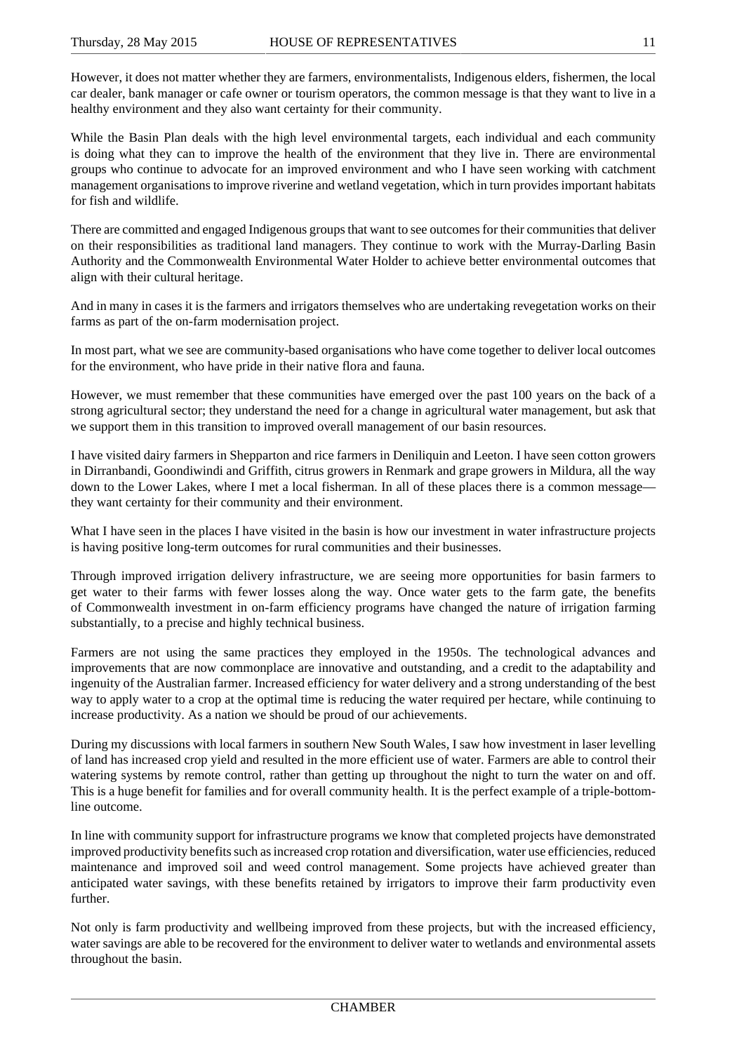However, it does not matter whether they are farmers, environmentalists, Indigenous elders, fishermen, the local car dealer, bank manager or cafe owner or tourism operators, the common message is that they want to live in a healthy environment and they also want certainty for their community.

While the Basin Plan deals with the high level environmental targets, each individual and each community is doing what they can to improve the health of the environment that they live in. There are environmental groups who continue to advocate for an improved environment and who I have seen working with catchment management organisations to improve riverine and wetland vegetation, which in turn provides important habitats for fish and wildlife.

There are committed and engaged Indigenous groups that want to see outcomes for their communities that deliver on their responsibilities as traditional land managers. They continue to work with the Murray-Darling Basin Authority and the Commonwealth Environmental Water Holder to achieve better environmental outcomes that align with their cultural heritage.

And in many in cases it is the farmers and irrigators themselves who are undertaking revegetation works on their farms as part of the on-farm modernisation project.

In most part, what we see are community-based organisations who have come together to deliver local outcomes for the environment, who have pride in their native flora and fauna.

However, we must remember that these communities have emerged over the past 100 years on the back of a strong agricultural sector; they understand the need for a change in agricultural water management, but ask that we support them in this transition to improved overall management of our basin resources.

I have visited dairy farmers in Shepparton and rice farmers in Deniliquin and Leeton. I have seen cotton growers in Dirranbandi, Goondiwindi and Griffith, citrus growers in Renmark and grape growers in Mildura, all the way down to the Lower Lakes, where I met a local fisherman. In all of these places there is a common message—they want certainty for their community and their environment.

What I have seen in the places I have visited in the basin is how our investment in water infrastructure projects is having positive long-term outcomes for rural communities and their businesses.

Through improved irrigation delivery infrastructure, we are seeing more opportunities for basin farmers to get water to their farms with fewer losses along the way. Once water gets to the farm gate, the benefits of Commonwealth investment in on-farm efficiency programs have changed the nature of irrigation farming substantially, to a precise and highly technical business.

Farmers are not using the same practices they employed in the 1950s. The technological advances and improvements that are now commonplace are innovative and outstanding, and a credit to the adaptability and ingenuity of the Australian farmer. Increased efficiency for water delivery and a strong understanding of the best way to apply water to a crop at the optimal time is reducing the water required per hectare, while continuing to increase productivity. As a nation we should be proud of our achievements.

During my discussions with local farmers in southern New South Wales, I saw how investment in laser levelling of land has increased crop yield and resulted in the more efficient use of water. Farmers are able to control their watering systems by remote control, rather than getting up throughout the night to turn the water on and off. This is a huge benefit for families and for overall community health. It is the perfect example of a triple-bottom-line outcome.

In line with community support for infrastructure programs we know that completed projects have demonstrated improved productivity benefits such as increased crop rotation and diversification, water use efficiencies, reduced maintenance and improved soil and weed control management. Some projects have achieved greater than anticipated water savings, with these benefits retained by irrigators to improve their farm productivity even further.

Not only is farm productivity and wellbeing improved from these projects, but with the increased efficiency, water savings are able to be recovered for the environment to deliver water to wetlands and environmental assets throughout the basin.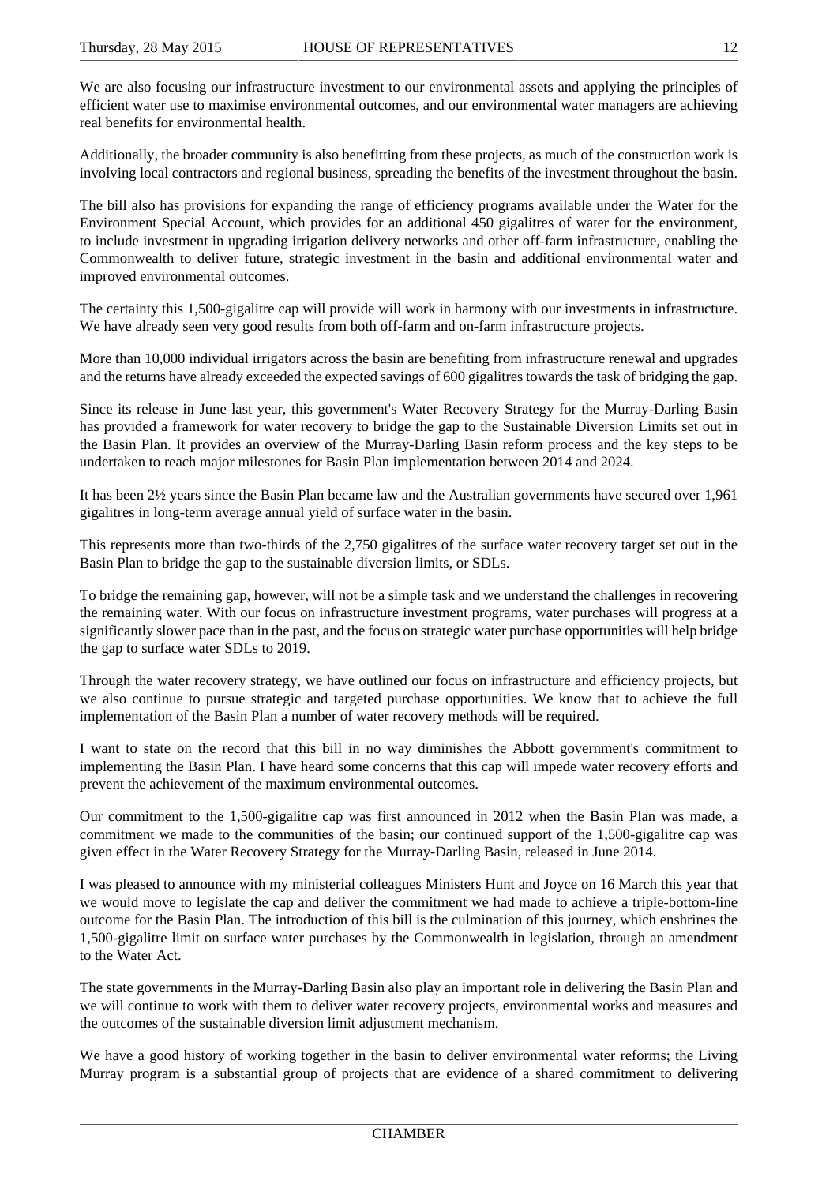We are also focusing our infrastructure investment to our environmental assets and applying the principles of efficient water use to maximise environmental outcomes, and our environmental water managers are achieving real benefits for environmental health.

Additionally, the broader community is also benefitting from these projects, as much of the construction work is involving local contractors and regional business, spreading the benefits of the investment throughout the basin.

The bill also has provisions for expanding the range of efficiency programs available under the Water for the Environment Special Account, which provides for an additional 450 gigalitres of water for the environment, to include investment in upgrading irrigation delivery networks and other off-farm infrastructure, enabling the Commonwealth to deliver future, strategic investment in the basin and additional environmental water and improved environmental outcomes.

The certainty this 1,500-gigalitre cap will provide will work in harmony with our investments in infrastructure. We have already seen very good results from both off-farm and on-farm infrastructure projects.

More than 10,000 individual irrigators across the basin are benefiting from infrastructure renewal and upgrades and the returns have already exceeded the expected savings of 600 gigalitres towards the task of bridging the gap.

Since its release in June last year, this government's Water Recovery Strategy for the Murray-Darling Basin has provided a framework for water recovery to bridge the gap to the Sustainable Diversion Limits set out in the Basin Plan. It provides an overview of the Murray-Darling Basin reform process and the key steps to be undertaken to reach major milestones for Basin Plan implementation between 2014 and 2024.

It has been 2½ years since the Basin Plan became law and the Australian governments have secured over 1,961 gigalitres in long-term average annual yield of surface water in the basin.

This represents more than two-thirds of the 2,750 gigalitres of the surface water recovery target set out in the Basin Plan to bridge the gap to the sustainable diversion limits, or SDLs.

To bridge the remaining gap, however, will not be a simple task and we understand the challenges in recovering the remaining water. With our focus on infrastructure investment programs, water purchases will progress at a significantly slower pace than in the past, and the focus on strategic water purchase opportunities will help bridge the gap to surface water SDLs to 2019.

Through the water recovery strategy, we have outlined our focus on infrastructure and efficiency projects, but we also continue to pursue strategic and targeted purchase opportunities. We know that to achieve the full implementation of the Basin Plan a number of water recovery methods will be required.

I want to state on the record that this bill in no way diminishes the Abbott government's commitment to implementing the Basin Plan. I have heard some concerns that this cap will impede water recovery efforts and prevent the achievement of the maximum environmental outcomes.

Our commitment to the 1,500-gigalitre cap was first announced in 2012 when the Basin Plan was made, a commitment we made to the communities of the basin; our continued support of the 1,500-gigalitre cap was given effect in the Water Recovery Strategy for the Murray-Darling Basin, released in June 2014.

I was pleased to announce with my ministerial colleagues Ministers Hunt and Joyce on 16 March this year that we would move to legislate the cap and deliver the commitment we had made to achieve a triple-bottom-line outcome for the Basin Plan. The introduction of this bill is the culmination of this journey, which enshrines the 1,500-gigalitre limit on surface water purchases by the Commonwealth in legislation, through an amendment to the Water Act.

The state governments in the Murray-Darling Basin also play an important role in delivering the Basin Plan and we will continue to work with them to deliver water recovery projects, environmental works and measures and the outcomes of the sustainable diversion limit adjustment mechanism.

We have a good history of working together in the basin to deliver environmental water reforms; the Living Murray program is a substantial group of projects that are evidence of a shared commitment to delivering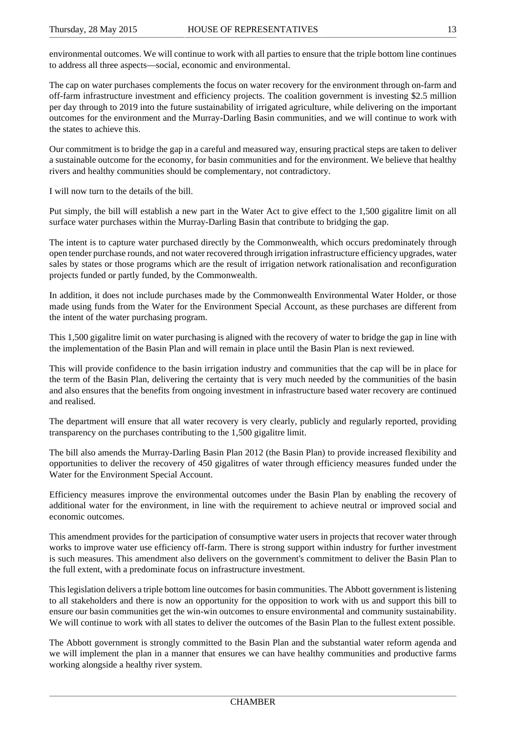environmental outcomes. We will continue to work with all parties to ensure that the triple bottom line continues to address all three aspects—social, economic and environmental.

The cap on water purchases complements the focus on water recovery for the environment through on-farm and off-farm infrastructure investment and efficiency projects. The coalition government is investing $2.5 million per day through to 2019 into the future sustainability of irrigated agriculture, while delivering on the important outcomes for the environment and the Murray-Darling Basin communities, and we will continue to work with the states to achieve this.

Our commitment is to bridge the gap in a careful and measured way, ensuring practical steps are taken to deliver a sustainable outcome for the economy, for basin communities and for the environment. We believe that healthy rivers and healthy communities should be complementary, not contradictory.

I will now turn to the details of the bill.

Put simply, the bill will establish a new part in the Water Act to give effect to the 1,500 gigalitre limit on all surface water purchases within the Murray-Darling Basin that contribute to bridging the gap.

The intent is to capture water purchased directly by the Commonwealth, which occurs predominately through open tender purchase rounds, and not water recovered through irrigation infrastructure efficiency upgrades, water sales by states or those programs which are the result of irrigation network rationalisation and reconfiguration projects funded or partly funded, by the Commonwealth.

In addition, it does not include purchases made by the Commonwealth Environmental Water Holder, or those made using funds from the Water for the Environment Special Account, as these purchases are different from the intent of the water purchasing program.

This 1,500 gigalitre limit on water purchasing is aligned with the recovery of water to bridge the gap in line with the implementation of the Basin Plan and will remain in place until the Basin Plan is next reviewed.

This will provide confidence to the basin irrigation industry and communities that the cap will be in place for the term of the Basin Plan, delivering the certainty that is very much needed by the communities of the basin and also ensures that the benefits from ongoing investment in infrastructure based water recovery are continued and realised.

The department will ensure that all water recovery is very clearly, publicly and regularly reported, providing transparency on the purchases contributing to the 1,500 gigalitre limit.

The bill also amends the Murray-Darling Basin Plan 2012 (the Basin Plan) to provide increased flexibility and opportunities to deliver the recovery of 450 gigalitres of water through efficiency measures funded under the Water for the Environment Special Account.

Efficiency measures improve the environmental outcomes under the Basin Plan by enabling the recovery of additional water for the environment, in line with the requirement to achieve neutral or improved social and economic outcomes.

This amendment provides for the participation of consumptive water users in projects that recover water through works to improve water use efficiency off-farm. There is strong support within industry for further investment is such measures. This amendment also delivers on the government's commitment to deliver the Basin Plan to the full extent, with a predominate focus on infrastructure investment.

This legislation delivers a triple bottom line outcomes for basin communities. The Abbott government is listening to all stakeholders and there is now an opportunity for the opposition to work with us and support this bill to ensure our basin communities get the win-win outcomes to ensure environmental and community sustainability. We will continue to work with all states to deliver the outcomes of the Basin Plan to the fullest extent possible.

The Abbott government is strongly committed to the Basin Plan and the substantial water reform agenda and we will implement the plan in a manner that ensures we can have healthy communities and productive farms working alongside a healthy river system.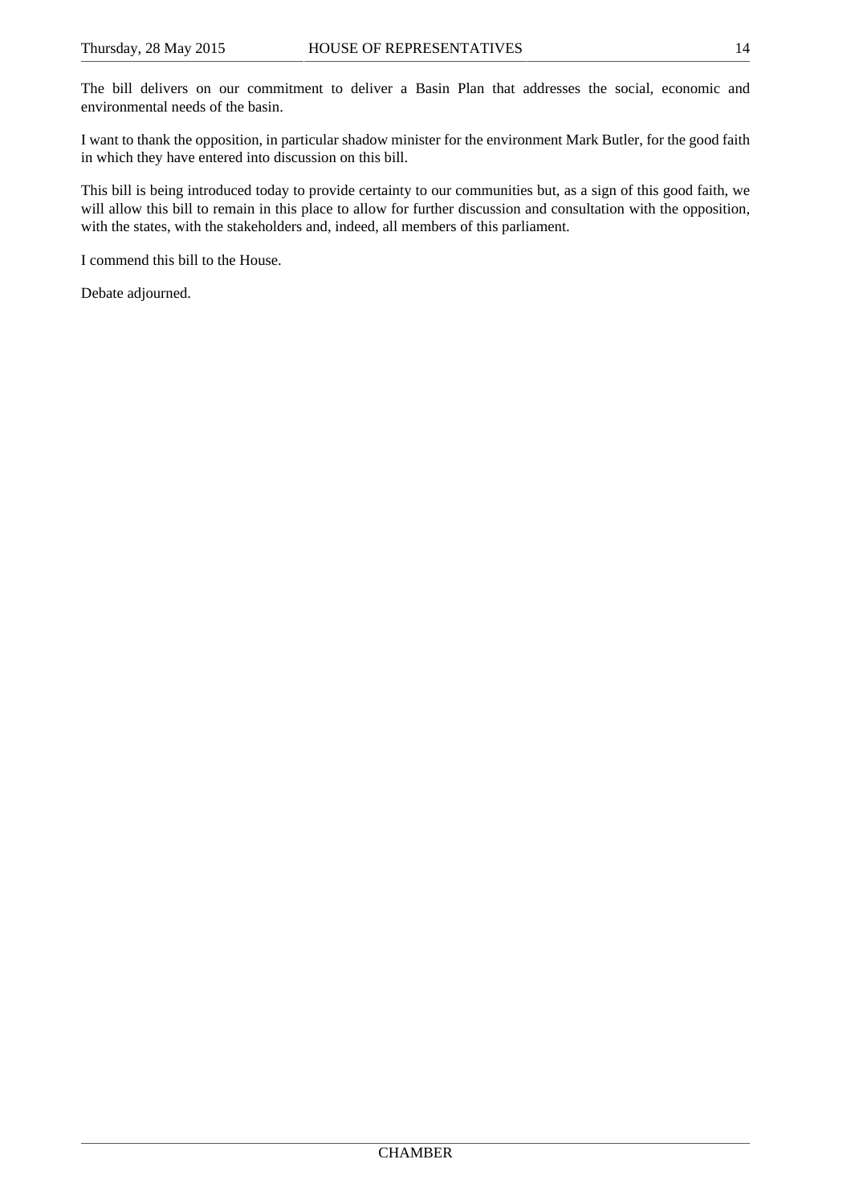The bill delivers on our commitment to deliver a Basin Plan that addresses the social, economic and environmental needs of the basin.

I want to thank the opposition, in particular shadow minister for the environment Mark Butler, for the good faith in which they have entered into discussion on this bill.

This bill is being introduced today to provide certainty to our communities but, as a sign of this good faith, we will allow this bill to remain in this place to allow for further discussion and consultation with the opposition, with the states, with the stakeholders and, indeed, all members of this parliament.

I commend this bill to the House.

Debate adjourned.